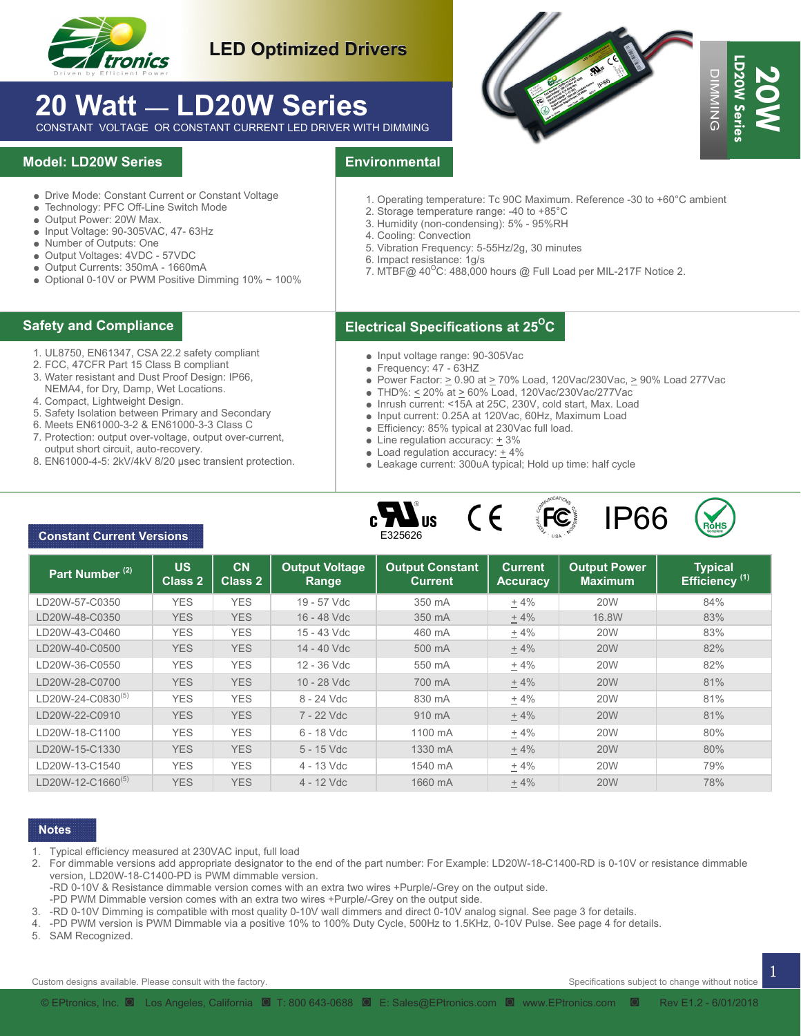# LED Optimized Drivers

# 20 Watt — LD20W Series

CONSTANT VOLTAGE OR CONSTANT CURRENT LED DRIVER WITH DIMMING

20W LD20W Series DIMMING

## Model: LD20W Series

- Drive Mode: Constant Current or Constant Voltage
- Technology: PFC Off-Line Switch Mode
- Output Power: 20W Max.
- Input Voltage: 90-305VAC, 47- 63Hz
- Number of Outputs: One
- Output Voltages: 4VDC - 57VDC
- Output Currents: 350mA - 1660mA
- Optional 0-10V or PWM Positive Dimming 10% ~ 100%

## Environmental

1. Operating temperature: Tc 90C Maximum. Reference -30 to +60°C ambient
2. Storage temperature range: -40 to +85°C
3. Humidity (non-condensing): 5% - 95%RH
4. Cooling: Convection
5. Vibration Frequency: 5-55Hz/2g, 30 minutes
6. Impact resistance: 1g/s
7. MTBF@ 40°C: 488,000 hours @ Full Load per MIL-217F Notice 2.

## Safety and Compliance

1. UL8750, EN61347, CSA 22.2 safety compliant
2. FCC, 47CFR Part 15 Class B compliant
3. Water resistant and Dust Proof Design: IP66, NEMA4, for Dry, Damp, Wet Locations.
4. Compact, Lightweight Design.
5. Safety Isolation between Primary and Secondary
6. Meets EN61000-3-2 & EN61000-3-3 Class C
7. Protection: output over-voltage, output over-current, output short circuit, auto-recovery.
8. EN61000-4-5: 2kV/4kV 8/20 μsec transient protection.

## Electrical Specifications at 25°C

- Input voltage range: 90-305Vac
- Frequency: 47 - 63HZ
- Power Factor: ≥ 0.90 at ≥ 70% Load, 120Vac/230Vac, ≥ 90% Load 277Vac
- THD%: ≤ 20% at ≥ 60% Load, 120Vac/230Vac/277Vac
- Inrush current: <15A at 25C, 230V, cold start, Max. Load
- Input current: 0.25A at 120Vac, 60Hz, Maximum Load
- Efficiency: 85% typical at 230Vac full load.
- Line regulation accuracy: ± 3%
- Load regulation accuracy: ± 4%
- Leakage current: 300uA typical; Hold up time: half cycle

E325626 IP66 RoHS

## Constant Current Versions

| Part Number [2] | US Class 2 | CN Class 2 | Output Voltage Range | Output Constant Current | Current Accuracy | Output Power Maximum | Typical Efficiency [1] |
|---|---|---|---|---|---|---|---|
| LD20W-57-C0350 | YES | YES | 19 - 57 Vdc | 350 mA | ± 4% | 20W | 84% |
| LD20W-48-C0350 | YES | YES | 16 - 48 Vdc | 350 mA | ± 4% | 16.8W | 83% |
| LD20W-43-C0460 | YES | YES | 15 - 43 Vdc | 460 mA | ± 4% | 20W | 83% |
| LD20W-40-C0500 | YES | YES | 14 - 40 Vdc | 500 mA | ± 4% | 20W | 82% |
| LD20W-36-C0550 | YES | YES | 12 - 36 Vdc | 550 mA | ± 4% | 20W | 82% |
| LD20W-28-C0700 | YES | YES | 10 - 28 Vdc | 700 mA | ± 4% | 20W | 81% |
| LD20W-24-C0830[5] | YES | YES | 8 - 24 Vdc | 830 mA | ± 4% | 20W | 81% |
| LD20W-22-C0910 | YES | YES | 7 - 22 Vdc | 910 mA | ± 4% | 20W | 81% |
| LD20W-18-C1100 | YES | YES | 6 - 18 Vdc | 1100 mA | ± 4% | 20W | 80% |
| LD20W-15-C1330 | YES | YES | 5 - 15 Vdc | 1330 mA | ± 4% | 20W | 80% |
| LD20W-13-C1540 | YES | YES | 4 - 13 Vdc | 1540 mA | ± 4% | 20W | 79% |
| LD20W-12-C1660[5] | YES | YES | 4 - 12 Vdc | 1660 mA | ± 4% | 20W | 78% |

## Notes

1. Typical efficiency measured at 230VAC input, full load
2. For dimmable versions add appropriate designator to the end of the part number: For Example: LD20W-18-C1400-RD is 0-10V or resistance dimmable version, LD20W-18-C1400-PD is PWM dimmable version.
   -RD 0-10V & Resistance dimmable version comes with an extra two wires +Purple/-Grey on the output side.
   -PD PWM Dimmable version comes with an extra two wires +Purple/-Grey on the output side.
3. -RD 0-10V Dimming is compatible with most quality 0-10V wall dimmers and direct 0-10V analog signal. See page 3 for details.
4. -PD PWM version is PWM Dimmable via a positive 10% to 100% Duty Cycle, 500Hz to 1.5KHz, 0-10V Pulse. See page 4 for details.
5. SAM Recognized.

Custom designs available. Please consult with the factory.

Specifications subject to change without notice

© EPtronics, Inc. Los Angeles, California T: 800 643-0688 E: Sales@EPtronics.com www.EPtronics.com Rev E1.2 - 6/01/2018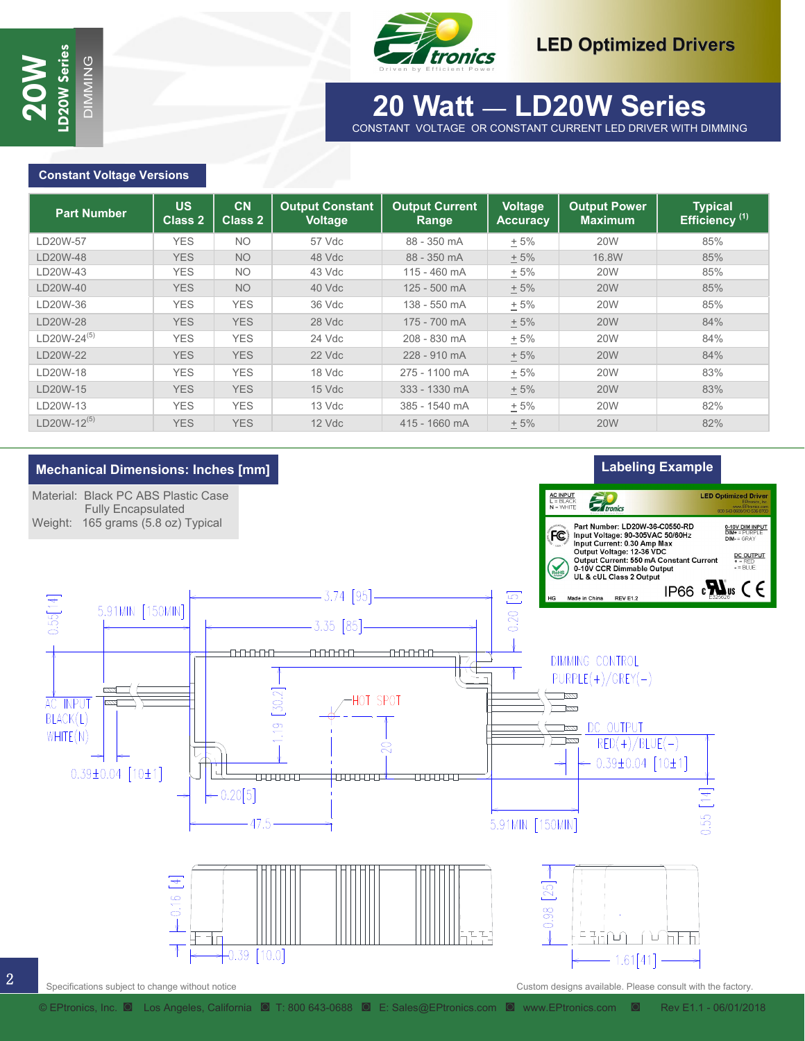# 20 Watt — LD20W Series

CONSTANT VOLTAGE OR CONSTANT CURRENT LED DRIVER WITH DIMMING

LED Optimized Drivers

## Constant Voltage Versions

| Part Number | US Class 2 | CN Class 2 | Output Constant Voltage | Output Current Range | Voltage Accuracy | Output Power Maximum | Typical Efficiency (1) |
|---|---|---|---|---|---|---|---|
| LD20W-57 | YES | NO | 57 Vdc | 88 - 350 mA | ± 5% | 20W | 85% |
| LD20W-48 | YES | NO | 48 Vdc | 88 - 350 mA | ± 5% | 16.8W | 85% |
| LD20W-43 | YES | NO | 43 Vdc | 115 - 460 mA | ± 5% | 20W | 85% |
| LD20W-40 | YES | NO | 40 Vdc | 125 - 500 mA | ± 5% | 20W | 85% |
| LD20W-36 | YES | YES | 36 Vdc | 138 - 550 mA | ± 5% | 20W | 85% |
| LD20W-28 | YES | YES | 28 Vdc | 175 - 700 mA | ± 5% | 20W | 84% |
| LD20W-24(5) | YES | YES | 24 Vdc | 208 - 830 mA | ± 5% | 20W | 84% |
| LD20W-22 | YES | YES | 22 Vdc | 228 - 910 mA | ± 5% | 20W | 84% |
| LD20W-18 | YES | YES | 18 Vdc | 275 - 1100 mA | ± 5% | 20W | 83% |
| LD20W-15 | YES | YES | 15 Vdc | 333 - 1330 mA | ± 5% | 20W | 83% |
| LD20W-13 | YES | YES | 13 Vdc | 385 - 1540 mA | ± 5% | 20W | 82% |
| LD20W-12(5) | YES | YES | 12 Vdc | 415 - 1660 mA | ± 5% | 20W | 82% |

## Mechanical Dimensions: Inches [mm]

Material: Black PC ABS Plastic Case
Fully Encapsulated
Weight: 165 grams (5.8 oz) Typical

AC INPUT BLACK(L) WHITE(N); DIMMING CONTROL PURPLE(+)/GREY(-); DC OUTPUT RED(+)/BLUE(-); HOT SPOT

Dimensions: 3.74 [95]; 3.35 [85]; 5.91MIN [150MIN]; 0.55 [14]; 0.20 [5]; 1.19 [30.2]; 20; 47.5; 0.39±0.04 [10±1]; 0.16 [4]; 0.39 [10.0]; 0.98 [25]; 1.61 [41]

## Labeling Example

AC INPUT L = BLACK N = WHITE — LED Optimized Driver
Part Number: LD20W-36-C0550-RD
Input Voltage: 90-305VAC 50/60Hz
Input Current: 0.30 Amp Max
Output Voltage: 12-36 VDC
Output Current: 550 mA Constant Current
0-10V CCR Dimmable Output
UL & cUL Class 2 Output
0-10V DIM INPUT DIM+ = PURPLE DIM- = GRAY
DC OUTPUT + = RED - = BLUE
IP66
HG Made in China REV E1.2

Specifications subject to change without notice

Custom designs available. Please consult with the factory.

© EPtronics, Inc. Los Angeles, California T: 800 643-0688 E: Sales@EPtronics.com www.EPtronics.com Rev E1.1 - 06/01/2018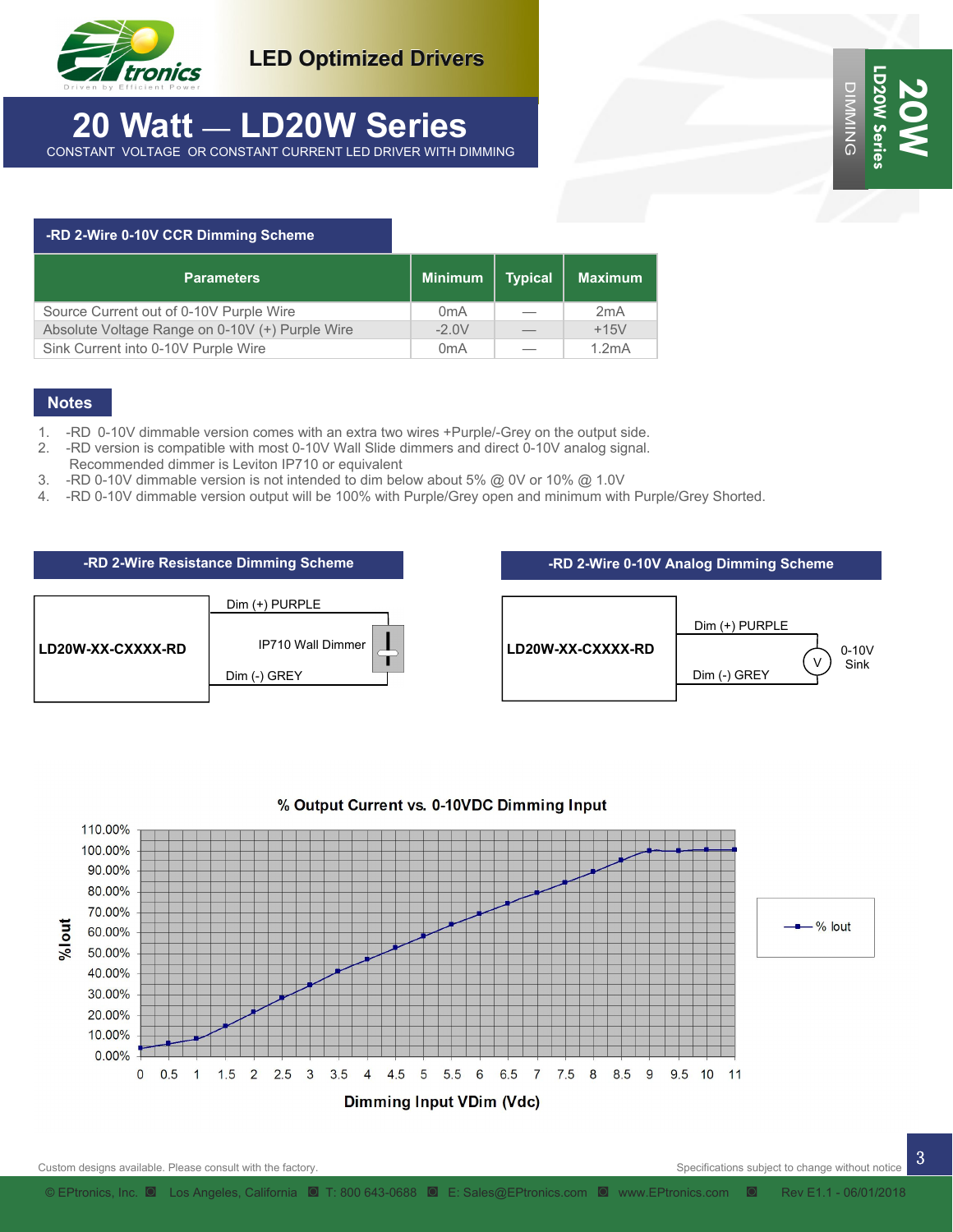# 20 Watt — LD20W Series

CONSTANT VOLTAGE OR CONSTANT CURRENT LED DRIVER WITH DIMMING

## -RD 2-Wire 0-10V CCR Dimming Scheme

| Parameters | Minimum | Typical | Maximum |
|---|---|---|---|
| Source Current out of 0-10V Purple Wire | 0mA | — | 2mA |
| Absolute Voltage Range on 0-10V (+) Purple Wire | -2.0V | — | +15V |
| Sink Current into 0-10V Purple Wire | 0mA | — | 1.2mA |

## Notes

1. -RD 0-10V dimmable version comes with an extra two wires +Purple/-Grey on the output side.
2. -RD version is compatible with most 0-10V Wall Slide dimmers and direct 0-10V analog signal. Recommended dimmer is Leviton IP710 or equivalent
3. -RD 0-10V dimmable version is not intended to dim below about 5% @ 0V or 10% @ 1.0V
4. -RD 0-10V dimmable version output will be 100% with Purple/Grey open and minimum with Purple/Grey Shorted.

## -RD 2-Wire Resistance Dimming Scheme

LD20W-XX-CXXXX-RD — Dim (+) PURPLE — IP710 Wall Dimmer — Dim (-) GREY

## -RD 2-Wire 0-10V Analog Dimming Scheme

LD20W-XX-CXXXX-RD — Dim (+) PURPLE — V (0-10V Sink) — Dim (-) GREY

## % Output Current vs. 0-10VDC Dimming Input

| Dimming Input VDim (Vdc) | 0 | 0.5 | 1 | 1.5 | 2 | 2.5 | 3 | 3.5 | 4 | 4.5 | 5 | 5.5 | 6 | 6.5 | 7 | 7.5 | 8 | 8.5 | 9 | 9.5 | 10 | 11 |
|---|---|---|---|---|---|---|---|---|---|---|---|---|---|---|---|---|---|---|---|---|---|---|
| % Iout (approx.) | 4% | 6% | 8% | 14% | 21% | 28% | 34% | 41% | 47% | 53% | 58% | 64% | 69% | 74% | 79% | 84% | 89% | 95% | 100% | 100% | 100% | 100% |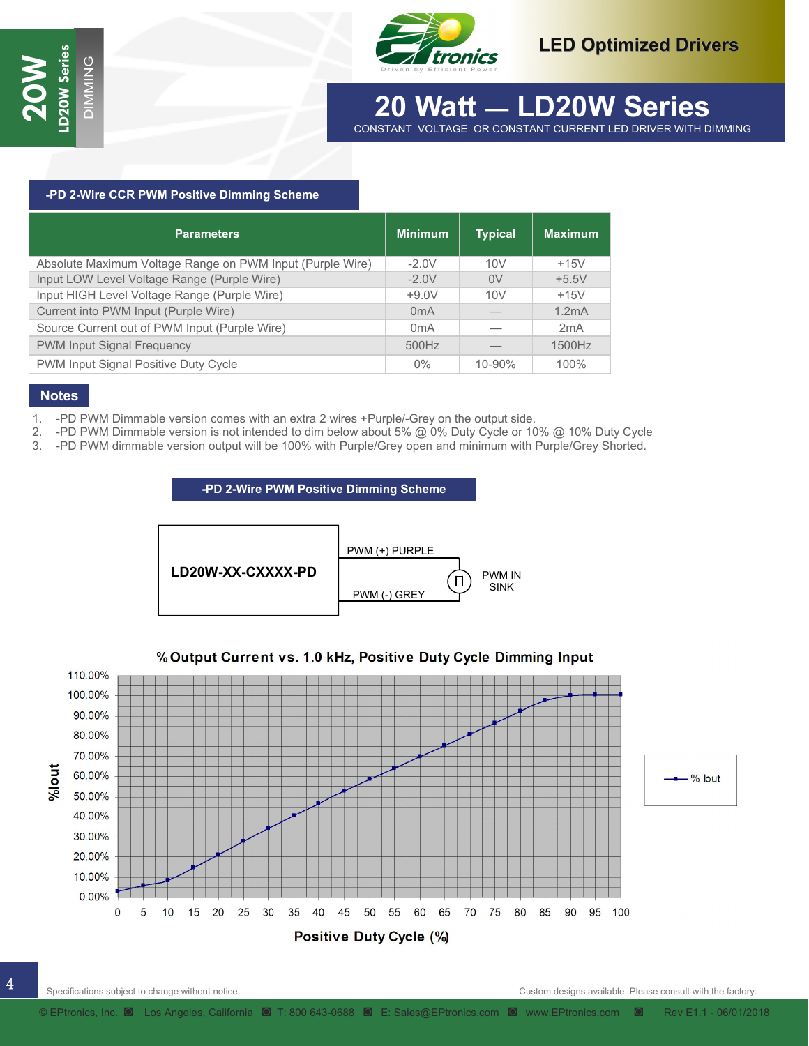## -PD 2-Wire CCR PWM Positive Dimming Scheme

| Parameters | Minimum | Typical | Maximum |
|---|---|---|---|
| Absolute Maximum Voltage Range on PWM Input (Purple Wire) | -2.0V | 10V | +15V |
| Input LOW Level Voltage Range (Purple Wire) | -2.0V | 0V | +5.5V |
| Input HIGH Level Voltage Range (Purple Wire) | +9.0V | 10V | +15V |
| Current into PWM Input (Purple Wire) | 0mA | — | 1.2mA |
| Source Current out of PWM Input (Purple Wire) | 0mA | — | 2mA |
| PWM Input Signal Frequency | 500Hz | — | 1500Hz |
| PWM Input Signal Positive Duty Cycle | 0% | 10-90% | 100% |

## Notes

1. -PD PWM Dimmable version comes with an extra 2 wires +Purple/-Grey on the output side.
2. -PD PWM Dimmable version is not intended to dim below about 5% @ 0% Duty Cycle or 10% @ 10% Duty Cycle
3. -PD PWM dimmable version output will be 100% with Purple/Grey open and minimum with Purple/Grey Shorted.

## -PD 2-Wire PWM Positive Dimming Scheme

LD20W-XX-CXXXX-PD

PWM (+) PURPLE

PWM (-) GREY

PWM IN SINK

### % Output Current vs. 1.0 kHz, Positive Duty Cycle Dimming Input

| Positive Duty Cycle (%) | %Iout (approx.) |
|---|---|
| 0 | 3% |
| 5 | 6% |
| 10 | 8% |
| 15 | 15% |
| 20 | 21% |
| 25 | 28% |
| 30 | 34% |
| 35 | 41% |
| 40 | 46% |
| 45 | 53% |
| 50 | 59% |
| 55 | 64% |
| 60 | 70% |
| 65 | 75% |
| 70 | 81% |
| 75 | 86% |
| 80 | 92% |
| 85 | 98% |
| 90 | 100% |
| 95 | 101% |
| 100 | 101% |

Legend: % Iout

Specifications subject to change without notice

Custom designs available. Please consult with the factory.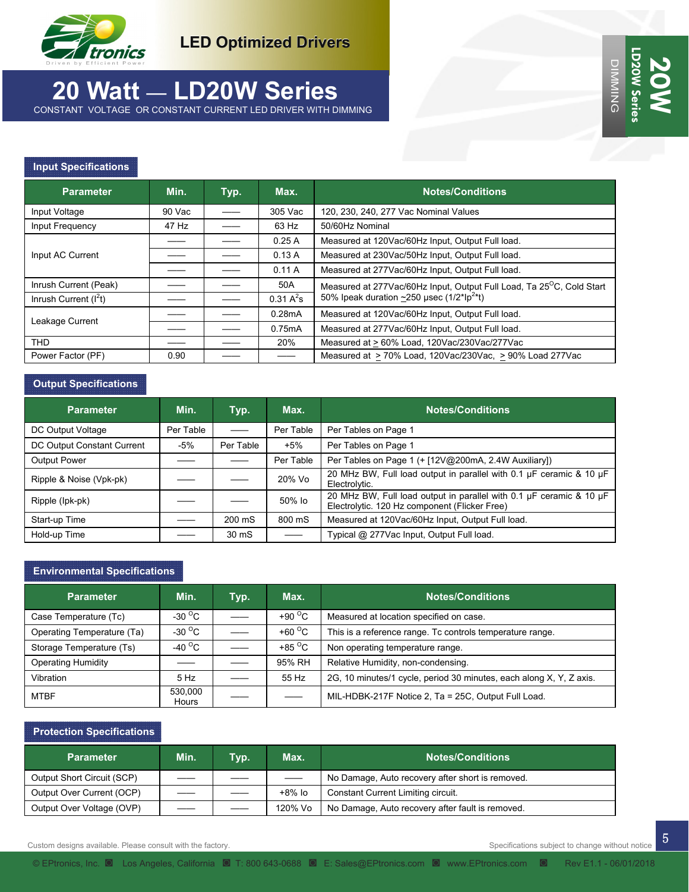LED Optimized Drivers

# 20 Watt — LD20W Series

CONSTANT VOLTAGE OR CONSTANT CURRENT LED DRIVER WITH DIMMING

## Input Specifications

| Parameter | Min. | Typ. | Max. | Notes/Conditions |
|---|---|---|---|---|
| Input Voltage | 90 Vac | —— | 305 Vac | 120, 230, 240, 277 Vac Nominal Values |
| Input Frequency | 47 Hz | —— | 63 Hz | 50/60Hz Nominal |
| Input AC Current | —— | —— | 0.25 A | Measured at 120Vac/60Hz Input, Output Full load. |
| | —— | —— | 0.13 A | Measured at 230Vac/50Hz Input, Output Full load. |
| | —— | —— | 0.11 A | Measured at 277Vac/60Hz Input, Output Full load. |
| Inrush Current (Peak) | —— | —— | 50A | Measured at 277Vac/60Hz Input, Output Full Load, Ta 25$^{O}$C, Cold Start |
| Inrush Current ($I^2t$) | —— | —— | 0.31 $A^2s$ | 50% Ipeak duration ~250 µsec (1/2*$Ip^2$*t) |
| Leakage Current | —— | —— | 0.28mA | Measured at 120Vac/60Hz Input, Output Full load. |
| | —— | —— | 0.75mA | Measured at 277Vac/60Hz Input, Output Full load. |
| THD | —— | —— | 20% | Measured at ≥ 60% Load, 120Vac/230Vac/277Vac |
| Power Factor (PF) | 0.90 | —— | —— | Measured at ≥ 70% Load, 120Vac/230Vac, ≥ 90% Load 277Vac |

## Output Specifications

| Parameter | Min. | Typ. | Max. | Notes/Conditions |
|---|---|---|---|---|
| DC Output Voltage | Per Table | —— | Per Table | Per Tables on Page 1 |
| DC Output Constant Current | -5% | Per Table | +5% | Per Tables on Page 1 |
| Output Power | —— | —— | Per Table | Per Tables on Page 1 (+ [12V@200mA, 2.4W Auxiliary]) |
| Ripple & Noise (Vpk-pk) | —— | —— | 20% Vo | 20 MHz BW, Full load output in parallel with 0.1 µF ceramic & 10 µF Electrolytic. |
| Ripple (Ipk-pk) | —— | —— | 50% Io | 20 MHz BW, Full load output in parallel with 0.1 µF ceramic & 10 µF Electrolytic. 120 Hz component (Flicker Free) |
| Start-up Time | —— | 200 mS | 800 mS | Measured at 120Vac/60Hz Input, Output Full load. |
| Hold-up Time | —— | 30 mS | —— | Typical @ 277Vac Input, Output Full load. |

## Environmental Specifications

| Parameter | Min. | Typ. | Max. | Notes/Conditions |
|---|---|---|---|---|
| Case Temperature (Tc) | -30 $^{O}$C | —— | +90 $^{O}$C | Measured at location specified on case. |
| Operating Temperature (Ta) | -30 $^{O}$C | —— | +60 $^{O}$C | This is a reference range. Tc controls temperature range. |
| Storage Temperature (Ts) | -40 $^{O}$C | —— | +85 $^{O}$C | Non operating temperature range. |
| Operating Humidity | —— | —— | 95% RH | Relative Humidity, non-condensing. |
| Vibration | 5 Hz | —— | 55 Hz | 2G, 10 minutes/1 cycle, period 30 minutes, each along X, Y, Z axis. |
| MTBF | 530,000 Hours | —— | —— | MIL-HDBK-217F Notice 2, Ta = 25C, Output Full Load. |

## Protection Specifications

| Parameter | Min. | Typ. | Max. | Notes/Conditions |
|---|---|---|---|---|
| Output Short Circuit (SCP) | —— | —— | —— | No Damage, Auto recovery after short is removed. |
| Output Over Current (OCP) | —— | —— | +8% Io | Constant Current Limiting circuit. |
| Output Over Voltage (OVP) | —— | —— | 120% Vo | No Damage, Auto recovery after fault is removed. |

Custom designs available. Please consult with the factory.

Specifications subject to change without notice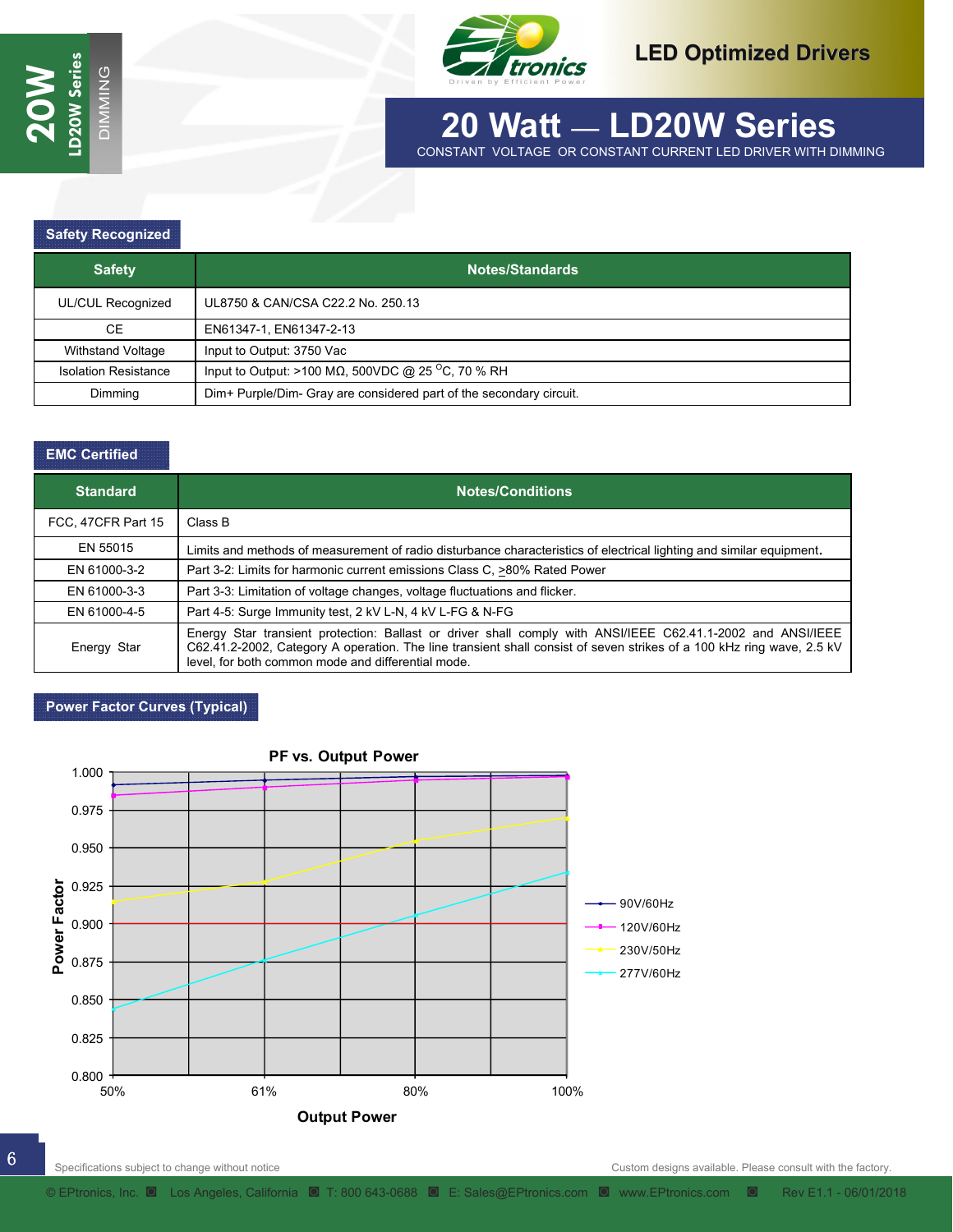# 20 Watt — LD20W Series

CONSTANT VOLTAGE OR CONSTANT CURRENT LED DRIVER WITH DIMMING

## Safety Recognized

| Safety | Notes/Standards |
| --- | --- |
| UL/CUL Recognized | UL8750 & CAN/CSA C22.2 No. 250.13 |
| CE | EN61347-1, EN61347-2-13 |
| Withstand Voltage | Input to Output: 3750 Vac |
| Isolation Resistance | Input to Output: >100 MΩ, 500VDC @ 25 $^{O}$C, 70 % RH |
| Dimming | Dim+ Purple/Dim- Gray are considered part of the secondary circuit. |

## EMC Certified

| Standard | Notes/Conditions |
| --- | --- |
| FCC, 47CFR Part 15 | Class B |
| EN 55015 | Limits and methods of measurement of radio disturbance characteristics of electrical lighting and similar equipment. |
| EN 61000-3-2 | Part 3-2: Limits for harmonic current emissions Class C, ≥80% Rated Power |
| EN 61000-3-3 | Part 3-3: Limitation of voltage changes, voltage fluctuations and flicker. |
| EN 61000-4-5 | Part 4-5: Surge Immunity test, 2 kV L-N, 4 kV L-FG & N-FG |
| Energy Star | Energy Star transient protection: Ballast or driver shall comply with ANSI/IEEE C62.41.1-2002 and ANSI/IEEE C62.41.2-2002, Category A operation. The line transient shall consist of seven strikes of a 100 kHz ring wave, 2.5 kV level, for both common mode and differential mode. |

## Power Factor Curves (Typical)

PF vs. Output Power

Power Factor (0.800 – 1.000) vs. Output Power (50%, 61%, 80%, 100%)

Legend: 90V/60Hz, 120V/60Hz, 230V/50Hz, 277V/60Hz

Specifications subject to change without notice

Custom designs available. Please consult with the factory.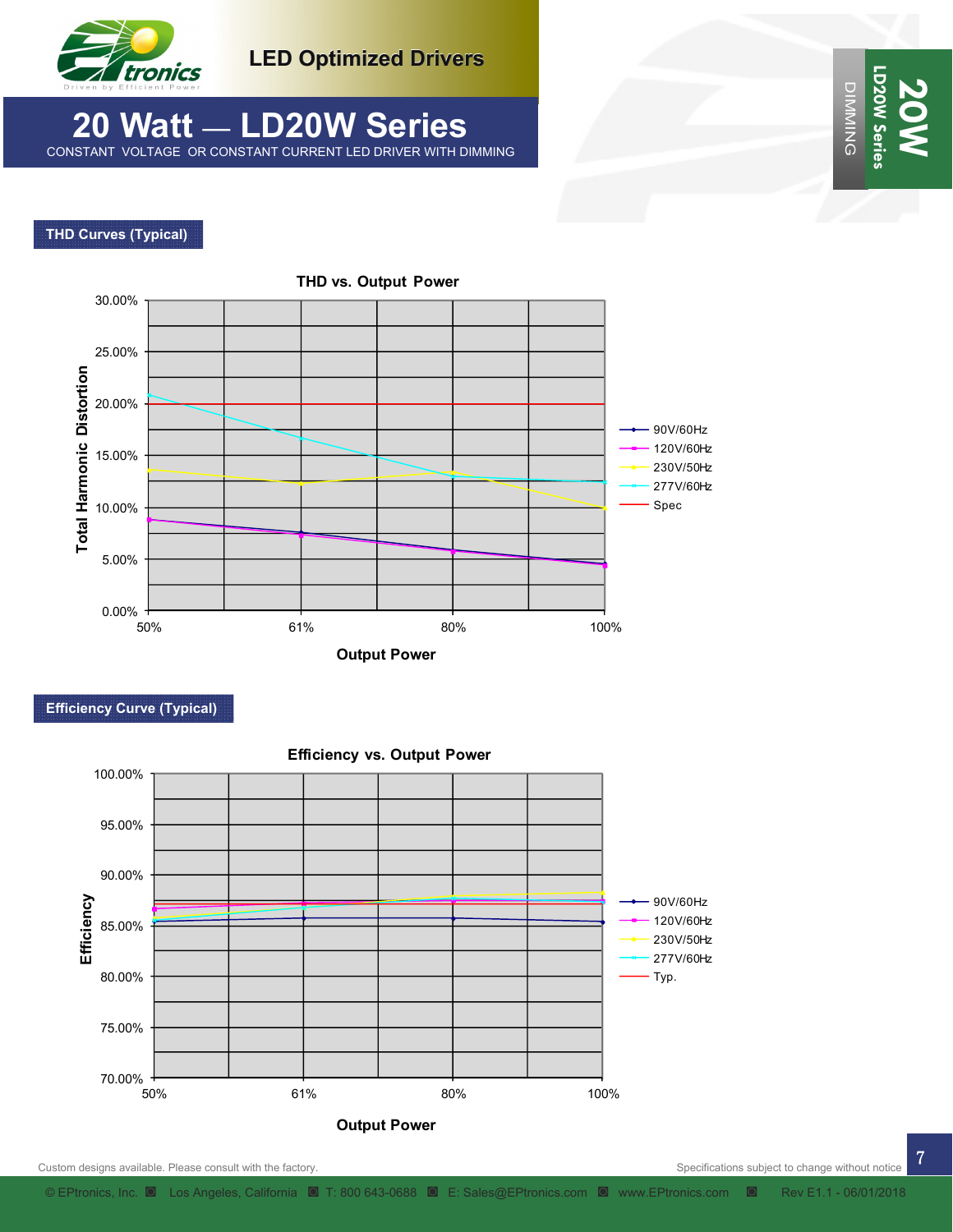## THD Curves (Typical)

THD vs. Output Power

Total Harmonic Distortion: 0.00%, 5.00%, 10.00%, 15.00%, 20.00%, 25.00%, 30.00%

Output Power: 50%, 61%, 80%, 100%

Legend: 90V/60Hz, 120V/60Hz, 230V/50Hz, 277V/60Hz, Spec

## Efficiency Curve (Typical)

Efficiency vs. Output Power

Efficiency: 70.00%, 75.00%, 80.00%, 85.00%, 90.00%, 95.00%, 100.00%

Output Power: 50%, 61%, 80%, 100%

Legend: 90V/60Hz, 120V/60Hz, 230V/50Hz, 277V/60Hz, Typ.

Custom designs available. Please consult with the factory.

Specifications subject to change without notice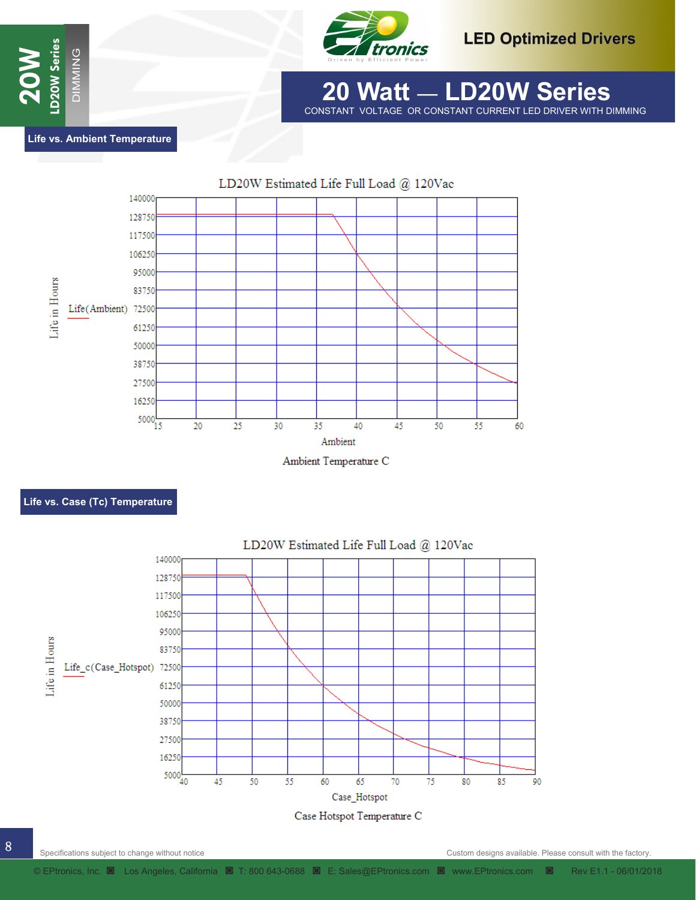# 20 Watt — LD20W Series

CONSTANT VOLTAGE OR CONSTANT CURRENT LED DRIVER WITH DIMMING

## Life vs. Ambient Temperature

LD20W Estimated Life Full Load @ 120Vac

Life in Hours

Life(Ambient)

140000
128750
117500
106250
95000
83750
72500
61250
50000
38750
27500
16250
5000

15 20 25 30 35 40 45 50 55 60

Ambient

Ambient Temperature C

## Life vs. Case (Tc) Temperature

LD20W Estimated Life Full Load @ 120Vac

Life in Hours

Life_c(Case_Hotspot)

140000
128750
117500
106250
95000
83750
72500
61250
50000
38750
27500
16250
5000

40 45 50 55 60 65 70 75 80 85 90

Case_Hotspot

Case Hotspot Temperature C

Specifications subject to change without notice

Custom designs available. Please consult with the factory.